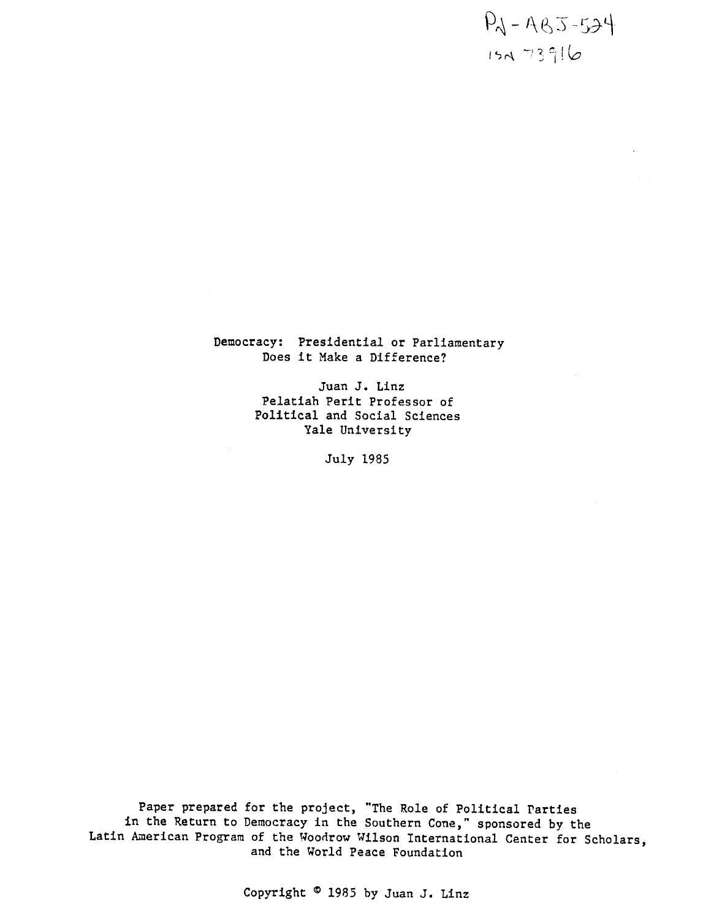PN-ABJ-524
ISN 73916

# Democracy: Presidential or Parliamentary
# Does it Make a Difference?

Juan J. Linz
Pelatiah Perit Professor of
Political and Social Sciences
Yale University

July 1985

Paper prepared for the project, "The Role of Political Parties in the Return to Democracy in the Southern Cone," sponsored by the Latin American Program of the Woodrow Wilson International Center for Scholars, and the World Peace Foundation

Copyright © 1985 by Juan J. Linz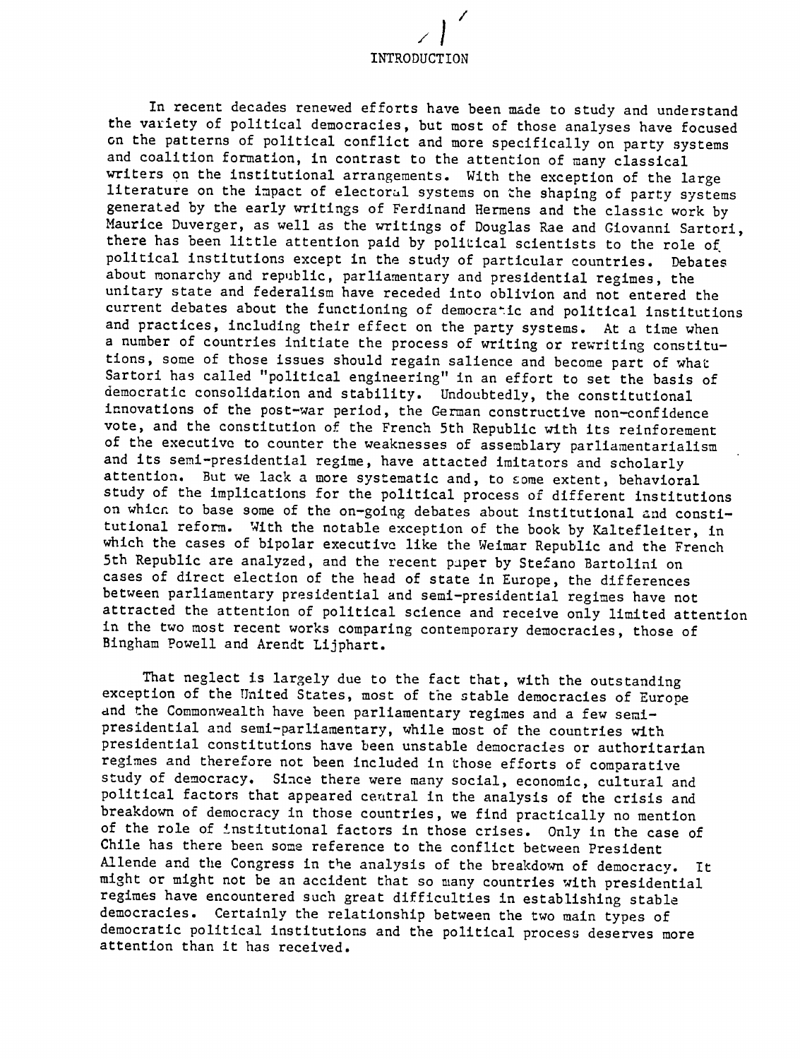# INTRODUCTION

In recent decades renewed efforts have been made to study and understand the variety of political democracies, but most of those analyses have focused on the patterns of political conflict and more specifically on party systems and coalition formation, in contrast to the attention of many classical writers on the institutional arrangements. With the exception of the large literature on the impact of electoral systems on the shaping of party systems generated by the early writings of Ferdinand Hermens and the classic work by Maurice Duverger, as well as the writings of Douglas Rae and Giovanni Sartori, there has been little attention paid by political scientists to the role of political institutions except in the study of particular countries. Debates about monarchy and republic, parliamentary and presidential regimes, the unitary state and federalism have receded into oblivion and not entered the current debates about the functioning of democratic and political institutions and practices, including their effect on the party systems. At a time when a number of countries initiate the process of writing or rewriting constitutions, some of those issues should regain salience and become part of what Sartori has called "political engineering" in an effort to set the basis of democratic consolidation and stability. Undoubtedly, the constitutional innovations of the post-war period, the German constructive non-confidence vote, and the constitution of the French 5th Republic with its reinforement of the executive to counter the weaknesses of assemblary parliamentarialism and its semi-presidential regime, have attacted imitators and scholarly attention. But we lack a more systematic and, to some extent, behavioral study of the implications for the political process of different institutions on which to base some of the on-going debates about institutional and constitutional reform. With the notable exception of the book by Kaltefleiter, in which the cases of bipolar executive like the Weimar Republic and the French 5th Republic are analyzed, and the recent paper by Stefano Bartolini on cases of direct election of the head of state in Europe, the differences between parliamentary presidential and semi-presidential regimes have not attracted the attention of political science and receive only limited attention in the two most recent works comparing contemporary democracies, those of Bingham Powell and Arendt Lijphart.

That neglect is largely due to the fact that, with the outstanding exception of the United States, most of the stable democracies of Europe and the Commonwealth have been parliamentary regimes and a few semi-presidential and semi-parliamentary, while most of the countries with presidential constitutions have been unstable democracies or authoritarian regimes and therefore not been included in those efforts of comparative study of democracy. Since there were many social, economic, cultural and political factors that appeared central in the analysis of the crisis and breakdown of democracy in those countries, we find practically no mention of the role of institutional factors in those crises. Only in the case of Chile has there been some reference to the conflict between President Allende and the Congress in the analysis of the breakdown of democracy. It might or might not be an accident that so many countries with presidential regimes have encountered such great difficulties in establishing stable democracies. Certainly the relationship between the two main types of democratic political institutions and the political process deserves more attention than it has received.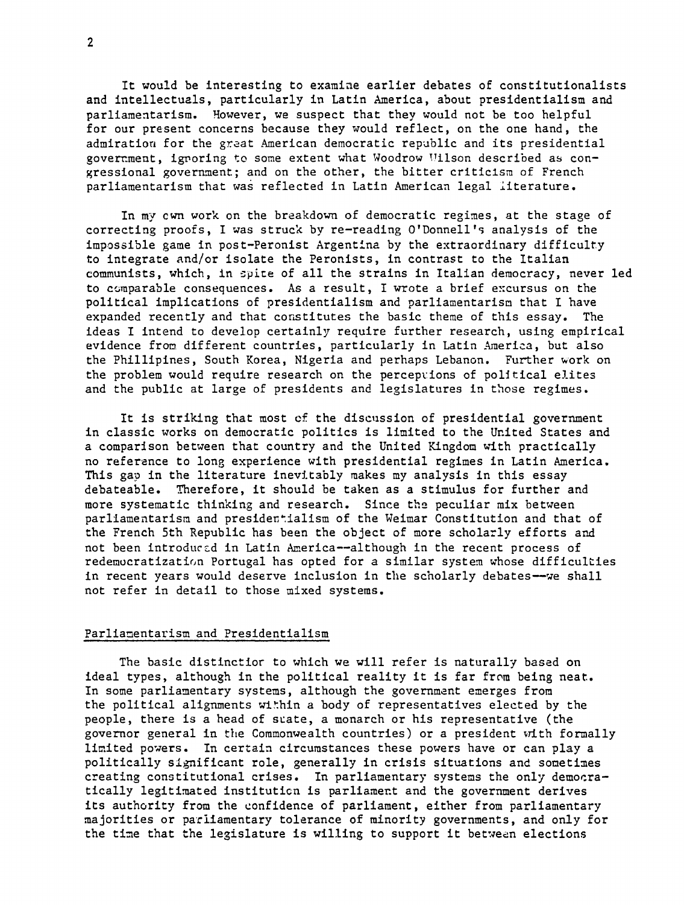It would be interesting to examine earlier debates of constitutionalists and intellectuals, particularly in Latin America, about presidentialism and parliamentarism. However, we suspect that they would not be too helpful for our present concerns because they would reflect, on the one hand, the admiration for the great American democratic republic and its presidential government, ignoring to some extent what Woodrow Wilson described as congressional government; and on the other, the bitter criticism of French parliamentarism that was reflected in Latin American legal literature.

In my own work on the breakdown of democratic regimes, at the stage of correcting proofs, I was struck by re-reading O'Donnell's analysis of the impossible game in post-Peronist Argentina by the extraordinary difficulty to integrate and/or isolate the Peronists, in contrast to the Italian communists, which, in spite of all the strains in Italian democracy, never led to comparable consequences. As a result, I wrote a brief excursus on the political implications of presidentialism and parliamentarism that I have expanded recently and that constitutes the basic theme of this essay. The ideas I intend to develop certainly require further research, using empirical evidence from different countries, particularly in Latin America, but also the Phillipines, South Korea, Nigeria and perhaps Lebanon. Further work on the problem would require research on the perceptions of political elites and the public at large of presidents and legislatures in those regimes.

It is striking that most of the discussion of presidential government in classic works on democratic politics is limited to the United States and a comparison between that country and the United Kingdom with practically no reference to long experience with presidential regimes in Latin America. This gap in the literature inevitably makes my analysis in this essay debateable. Therefore, it should be taken as a stimulus for further and more systematic thinking and research. Since the peculiar mix between parliamentarism and presidentialism of the Weimar Constitution and that of the French 5th Republic has been the object of more scholarly efforts and not been introduced in Latin America--although in the recent process of redemocratization Portugal has opted for a similar system whose difficulties in recent years would deserve inclusion in the scholarly debates--we shall not refer in detail to those mixed systems.

## Parliamentarism and Presidentialism

The basic distinction to which we will refer is naturally based on ideal types, although in the political reality it is far from being neat. In some parliamentary systems, although the government emerges from the political alignments within a body of representatives elected by the people, there is a head of state, a monarch or his representative (the governor general in the Commonwealth countries) or a president with formally limited powers. In certain circumstances these powers have or can play a politically significant role, generally in crisis situations and sometimes creating constitutional crises. In parliamentary systems the only democratically legitimated institution is parliament and the government derives its authority from the confidence of parliament, either from parliamentary majorities or parliamentary tolerance of minority governments, and only for the time that the legislature is willing to support it between elections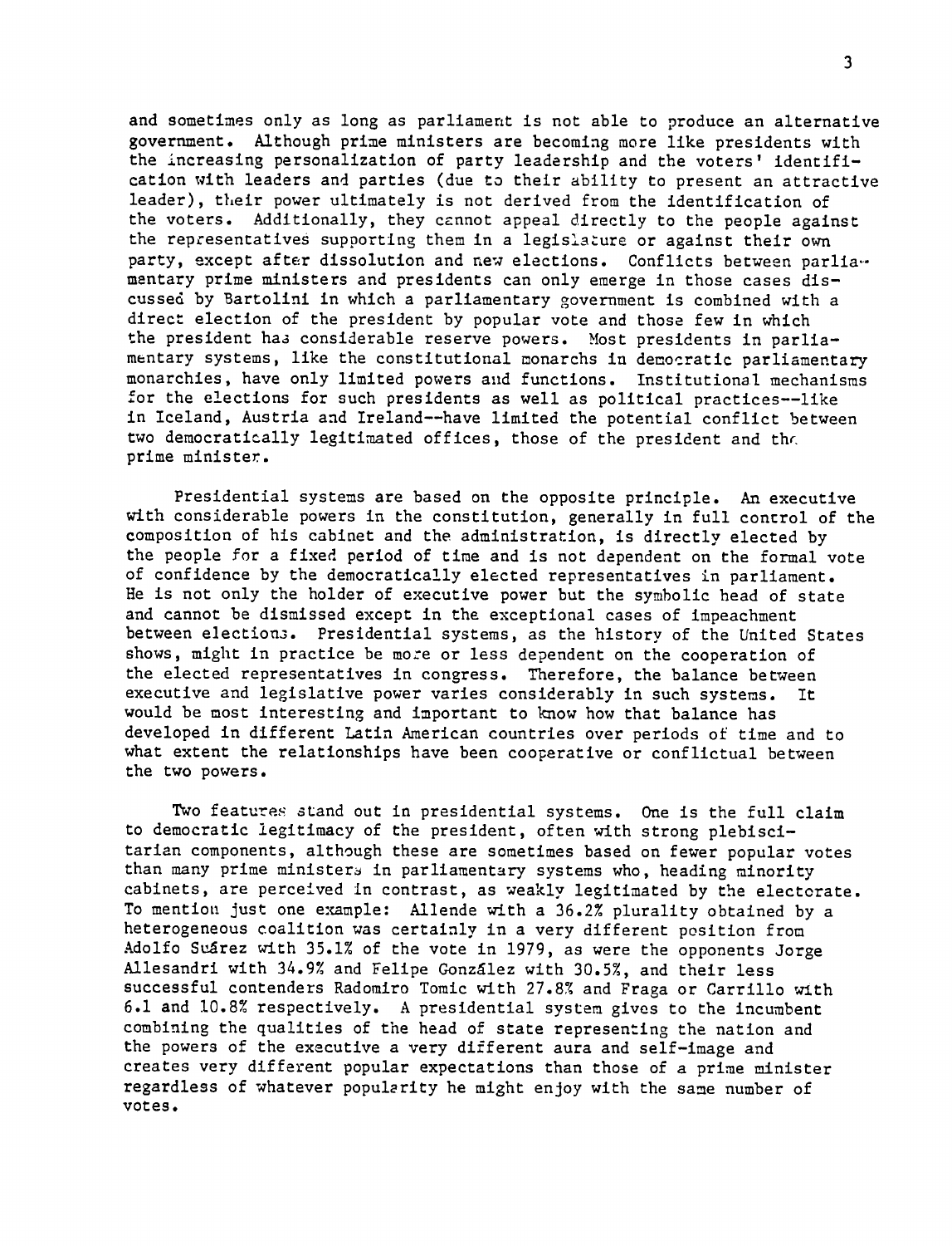and sometimes only as long as parliament is not able to produce an alternative government. Although prime ministers are becoming more like presidents with the increasing personalization of party leadership and the voters' identification with leaders and parties (due to their ability to present an attractive leader), their power ultimately is not derived from the identification of the voters. Additionally, they cannot appeal directly to the people against the representatives supporting them in a legislature or against their own party, except after dissolution and new elections. Conflicts between parliamentary prime ministers and presidents can only emerge in those cases discussed by Bartolini in which a parliamentary government is combined with a direct election of the president by popular vote and those few in which the president has considerable reserve powers. Most presidents in parliamentary systems, like the constitutional monarchs in democratic parliamentary monarchies, have only limited powers and functions. Institutional mechanisms for the elections for such presidents as well as political practices--like in Iceland, Austria and Ireland--have limited the potential conflict between two democratically legitimated offices, those of the president and the prime minister.

Presidential systems are based on the opposite principle. An executive with considerable powers in the constitution, generally in full control of the composition of his cabinet and the administration, is directly elected by the people for a fixed period of time and is not dependent on the formal vote of confidence by the democratically elected representatives in parliament. He is not only the holder of executive power but the symbolic head of state and cannot be dismissed except in the exceptional cases of impeachment between elections. Presidential systems, as the history of the United States shows, might in practice be more or less dependent on the cooperation of the elected representatives in congress. Therefore, the balance between executive and legislative power varies considerably in such systems. It would be most interesting and important to know how that balance has developed in different Latin American countries over periods of time and to what extent the relationships have been cooperative or conflictual between the two powers.

Two features stand out in presidential systems. One is the full claim to democratic legitimacy of the president, often with strong plebiscitarian components, although these are sometimes based on fewer popular votes than many prime ministers in parliamentary systems who, heading minority cabinets, are perceived in contrast, as weakly legitimated by the electorate. To mention just one example: Allende with a 36.2% plurality obtained by a heterogeneous coalition was certainly in a very different position from Adolfo Suárez with 35.1% of the vote in 1979, as were the opponents Jorge Allesandri with 34.9% and Felipe González with 30.5%, and their less successful contenders Radomiro Tomic with 27.8% and Fraga or Carrillo with 6.1 and 10.8% respectively. A presidential system gives to the incumbent combining the qualities of the head of state representing the nation and the powers of the executive a very different aura and self-image and creates very different popular expectations than those of a prime minister regardless of whatever popularity he might enjoy with the same number of votes.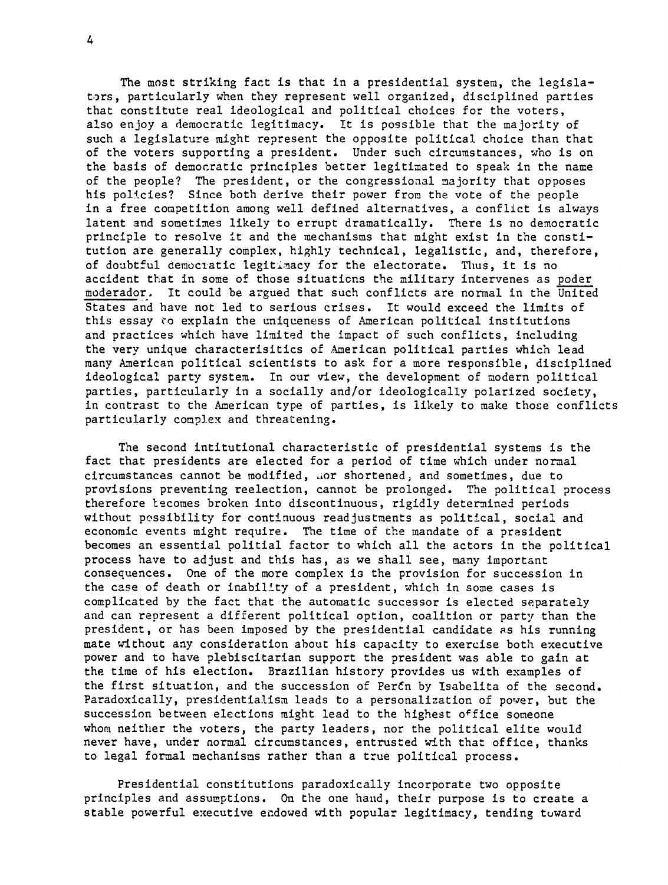The most striking fact is that in a presidential system, the legislators, particularly when they represent well organized, disciplined parties that constitute real ideological and political choices for the voters, also enjoy a democratic legitimacy. It is possible that the majority of such a legislature might represent the opposite political choice than that of the voters supporting a president. Under such circumstances, who is on the basis of democratic principles better legitimated to speak in the name of the people? The president, or the congressional majority that opposes his policies? Since both derive their power from the vote of the people in a free competition among well defined alternatives, a conflict is always latent and sometimes likely to errupt dramatically. There is no democratic principle to resolve it and the mechanisms that might exist in the constitution are generally complex, highly technical, legalistic, and, therefore, of doubtful democratic legitimacy for the electorate. Thus, it is no accident that in some of those situations the military intervenes as poder moderador. It could be argued that such conflicts are normal in the United States and have not led to serious crises. It would exceed the limits of this essay to explain the uniqueness of American political institutions and practices which have limited the impact of such conflicts, including the very unique characterisitics of American political parties which lead many American political scientists to ask for a more responsible, disciplined ideological party system. In our view, the development of modern political parties, particularly in a socially and/or ideologically polarized society, in contrast to the American type of parties, is likely to make those conflicts particularly complex and threatening.

The second intitutional characteristic of presidential systems is the fact that presidents are elected for a period of time which under normal circumstances cannot be modified, nor shortened, and sometimes, due to provisions preventing reelection, cannot be prolonged. The political process therefore becomes broken into discontinuous, rigidly determined periods without possibility for continuous readjustments as political, social and economic events might require. The time of the mandate of a president becomes an essential politial factor to which all the actors in the political process have to adjust and this has, as we shall see, many important consequences. One of the more complex is the provision for succession in the case of death or inability of a president, which in some cases is complicated by the fact that the automatic successor is elected separately and can represent a different political option, coalition or party than the president, or has been imposed by the presidential candidate as his running mate without any consideration about his capacity to exercise both executive power and to have plebiscitarian support the president was able to gain at the time of his election. Brazilian history provides us with examples of the first situation, and the succession of Perón by Isabelita of the second. Paradoxically, presidentialism leads to a personalization of power, but the succession between elections might lead to the highest office someone whom neither the voters, the party leaders, nor the political elite would never have, under normal circumstances, entrusted with that office, thanks to legal formal mechanisms rather than a true political process.

Presidential constitutions paradoxically incorporate two opposite principles and assumptions. On the one hand, their purpose is to create a stable powerful executive endowed with popular legitimacy, tending toward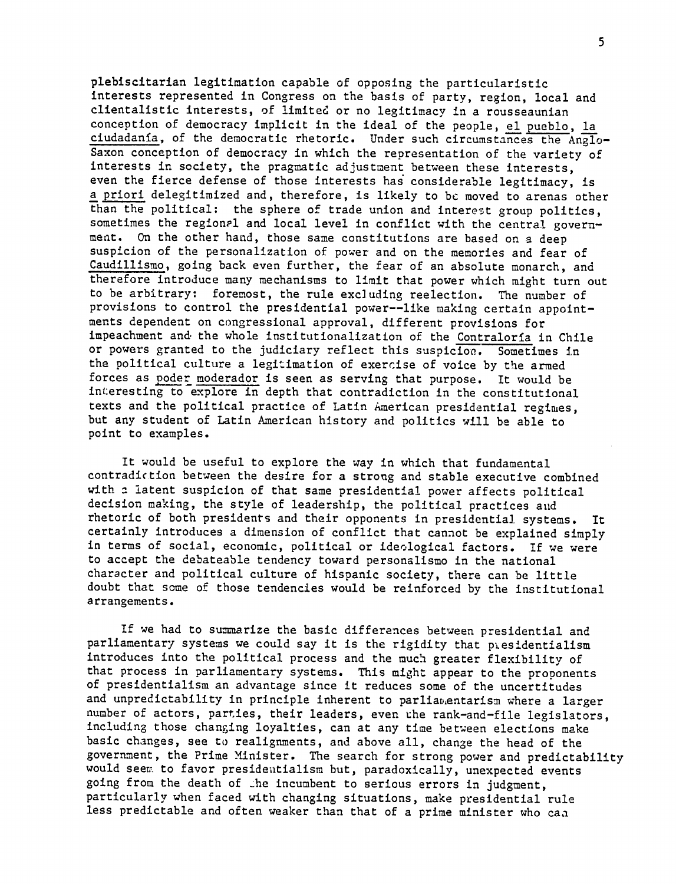plebiscitarian legitimation capable of opposing the particularistic interests represented in Congress on the basis of party, region, local and clientalistic interests, of limited or no legitimacy in a rousseaunian conception of democracy implicit in the ideal of the people, *el pueblo*, *la ciudadanía*, of the democratic rhetoric. Under such circumstances the Anglo-Saxon conception of democracy in which the representation of the variety of interests in society, the pragmatic adjustment between these interests, even the fierce defense of those interests has considerable legitimacy, is *a priori* delegitimized and, therefore, is likely to be moved to arenas other than the political: the sphere of trade union and interest group politics, sometimes the regional and local level in conflict with the central government. On the other hand, those same constitutions are based on a deep suspicion of the personalization of power and on the memories and fear of *Caudillismo*, going back even further, the fear of an absolute monarch, and therefore introduce many mechanisms to limit that power which might turn out to be arbitrary: foremost, the rule excluding reelection. The number of provisions to control the presidential power--like making certain appointments dependent on congressional approval, different provisions for impeachment and the whole institutionalization of the *Contraloría* in Chile or powers granted to the judiciary reflect this suspicion. Sometimes in the political culture a legitimation of exercise of voice by the armed forces as *poder moderador* is seen as serving that purpose. It would be interesting to explore in depth that contradiction in the constitutional texts and the political practice of Latin American presidential regimes, but any student of Latin American history and politics will be able to point to examples.

It would be useful to explore the way in which that fundamental contradiction between the desire for a strong and stable executive combined with a latent suspicion of that same presidential power affects political decision making, the style of leadership, the political practices and rhetoric of both presidents and their opponents in presidential systems. It certainly introduces a dimension of conflict that cannot be explained simply in terms of social, economic, political or ideological factors. If we were to accept the debateable tendency toward personalismo in the national character and political culture of hispanic society, there can be little doubt that some of those tendencies would be reinforced by the institutional arrangements.

If we had to summarize the basic differences between presidential and parliamentary systems we could say it is the rigidity that presidentialism introduces into the political process and the much greater flexibility of that process in parliamentary systems. This might appear to the proponents of presidentialism an advantage since it reduces some of the uncertitudes and unpredictability in principle inherent to parliamentarism where a larger number of actors, parties, their leaders, even the rank-and-file legislators, including those changing loyalties, can at any time between elections make basic changes, see to realignments, and above all, change the head of the government, the Prime Minister. The search for strong power and predictability would seem to favor presidentialism but, paradoxically, unexpected events going from the death of the incumbent to serious errors in judgment, particularly when faced with changing situations, make presidential rule less predictable and often weaker than that of a prime minister who can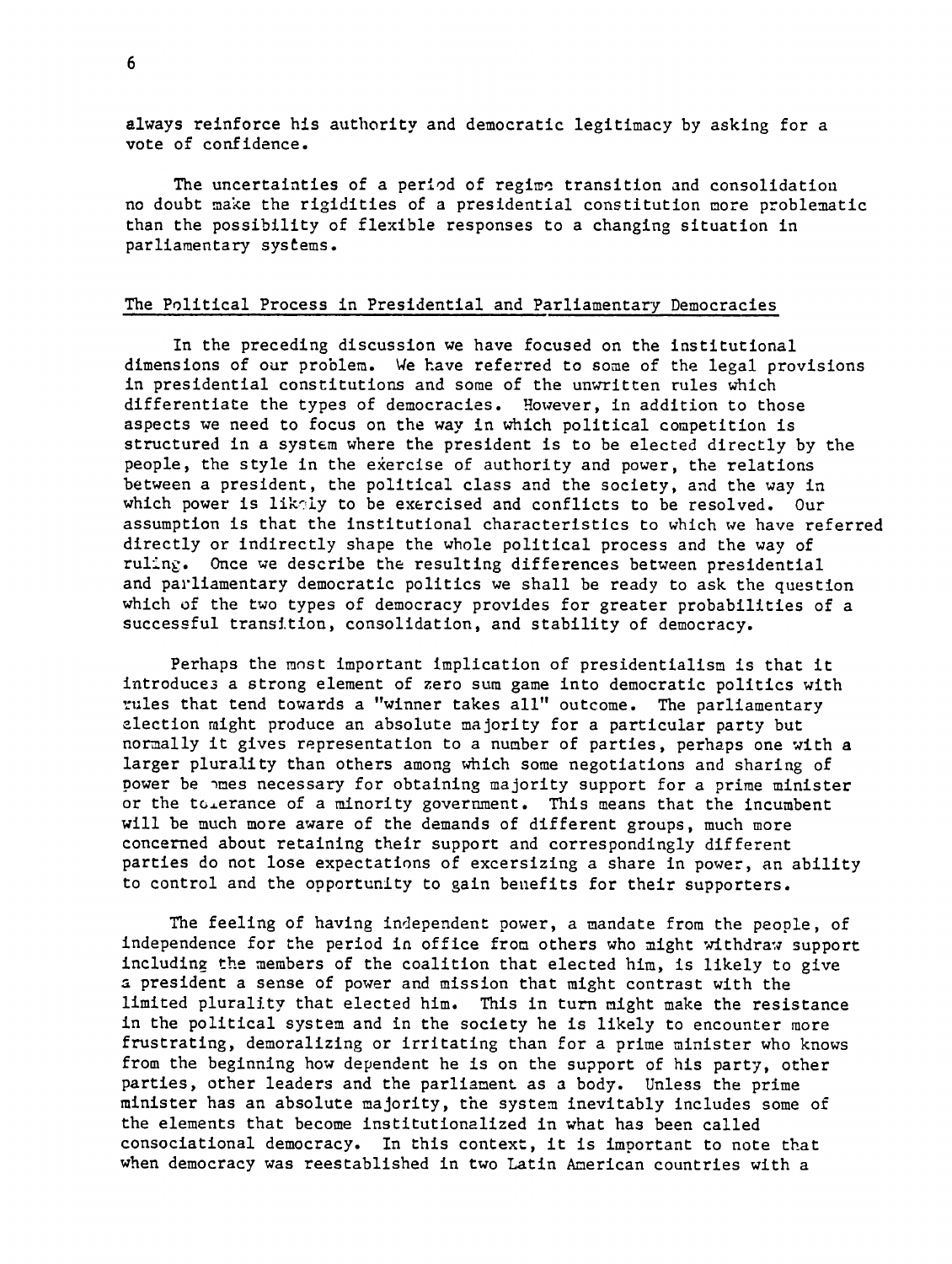always reinforce his authority and democratic legitimacy by asking for a vote of confidence.

The uncertainties of a period of regime transition and consolidation no doubt make the rigidities of a presidential constitution more problematic than the possibility of flexible responses to a changing situation in parliamentary systems.

## The Political Process in Presidential and Parliamentary Democracies

In the preceding discussion we have focused on the institutional dimensions of our problem. We have referred to some of the legal provisions in presidential constitutions and some of the unwritten rules which differentiate the types of democracies. However, in addition to those aspects we need to focus on the way in which political competition is structured in a system where the president is to be elected directly by the people, the style in the exercise of authority and power, the relations between a president, the political class and the society, and the way in which power is likely to be exercised and conflicts to be resolved. Our assumption is that the institutional characteristics to which we have referred directly or indirectly shape the whole political process and the way of ruling. Once we describe the resulting differences between presidential and parliamentary democratic politics we shall be ready to ask the question which of the two types of democracy provides for greater probabilities of a successful transition, consolidation, and stability of democracy.

Perhaps the most important implication of presidentialism is that it introduces a strong element of zero sum game into democratic politics with rules that tend towards a "winner takes all" outcome. The parliamentary election might produce an absolute majority for a particular party but normally it gives representation to a number of parties, perhaps one with a larger plurality than others among which some negotiations and sharing of power become necessary for obtaining majority support for a prime minister or the tolerance of a minority government. This means that the incumbent will be much more aware of the demands of different groups, much more concerned about retaining their support and correspondingly different parties do not lose expectations of excersizing a share in power, an ability to control and the opportunity to gain benefits for their supporters.

The feeling of having independent power, a mandate from the people, of independence for the period in office from others who might withdraw support including the members of the coalition that elected him, is likely to give a president a sense of power and mission that might contrast with the limited plurality that elected him. This in turn might make the resistance in the political system and in the society he is likely to encounter more frustrating, demoralizing or irritating than for a prime minister who knows from the beginning how dependent he is on the support of his party, other parties, other leaders and the parliament as a body. Unless the prime minister has an absolute majority, the system inevitably includes some of the elements that become institutionalized in what has been called consociational democracy. In this context, it is important to note that when democracy was reestablished in two Latin American countries with a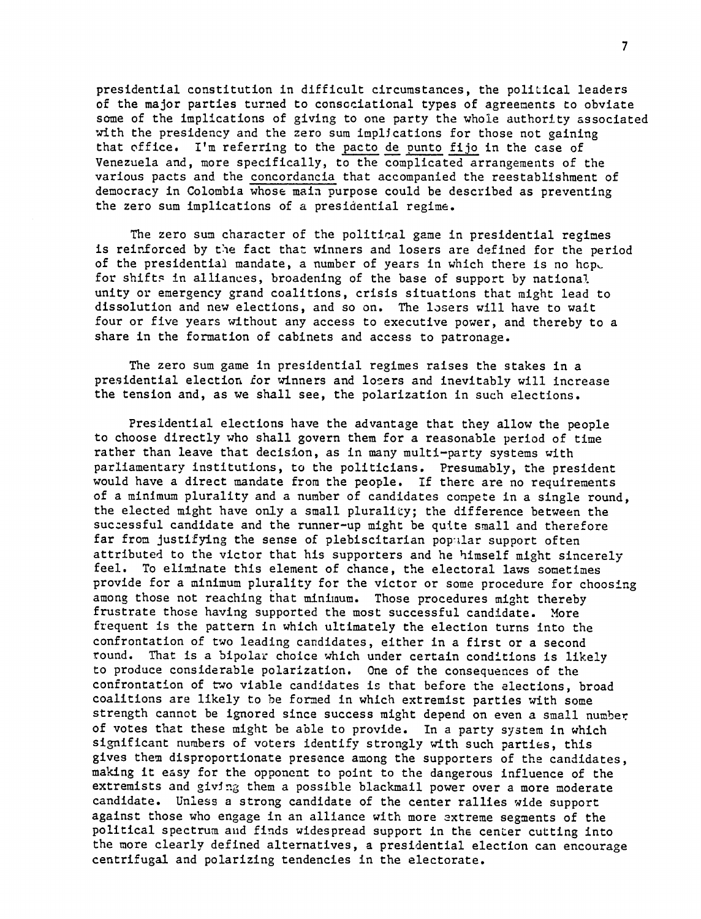presidential constitution in difficult circumstances, the political leaders of the major parties turned to consociational types of agreements to obviate some of the implications of giving to one party the whole authority associated with the presidency and the zero sum implications for those not gaining that office. I'm referring to the pacto de punto fijo in the case of Venezuela and, more specifically, to the complicated arrangements of the various pacts and the concordancia that accompanied the reestablishment of democracy in Colombia whose main purpose could be described as preventing the zero sum implications of a presidential regime.

The zero sum character of the political game in presidential regimes is reinforced by the fact that winners and losers are defined for the period of the presidential mandate, a number of years in which there is no hope for shifts in alliances, broadening of the base of support by national unity or emergency grand coalitions, crisis situations that might lead to dissolution and new elections, and so on. The losers will have to wait four or five years without any access to executive power, and thereby to a share in the formation of cabinets and access to patronage.

The zero sum game in presidential regimes raises the stakes in a presidential election for winners and losers and inevitably will increase the tension and, as we shall see, the polarization in such elections.

Presidential elections have the advantage that they allow the people to choose directly who shall govern them for a reasonable period of time rather than leave that decision, as in many multi-party systems with parliamentary institutions, to the politicians. Presumably, the president would have a direct mandate from the people. If there are no requirements of a minimum plurality and a number of candidates compete in a single round, the elected might have only a small plurality; the difference between the successful candidate and the runner-up might be quite small and therefore far from justifying the sense of plebiscitarian popular support often attributed to the victor that his supporters and he himself might sincerely feel. To eliminate this element of chance, the electoral laws sometimes provide for a minimum plurality for the victor or some procedure for choosing among those not reaching that minimum. Those procedures might thereby frustrate those having supported the most successful candidate. More frequent is the pattern in which ultimately the election turns into the confrontation of two leading candidates, either in a first or a second round. That is a bipolar choice which under certain conditions is likely to produce considerable polarization. One of the consequences of the confrontation of two viable candidates is that before the elections, broad coalitions are likely to be formed in which extremist parties with some strength cannot be ignored since success might depend on even a small number of votes that these might be able to provide. In a party system in which significant numbers of voters identify strongly with such parties, this gives them disproportionate presence among the supporters of the candidates, making it easy for the opponent to point to the dangerous influence of the extremists and giving them a possible blackmail power over a more moderate candidate. Unless a strong candidate of the center rallies wide support against those who engage in an alliance with more extreme segments of the political spectrum and finds widespread support in the center cutting into the more clearly defined alternatives, a presidential election can encourage centrifugal and polarizing tendencies in the electorate.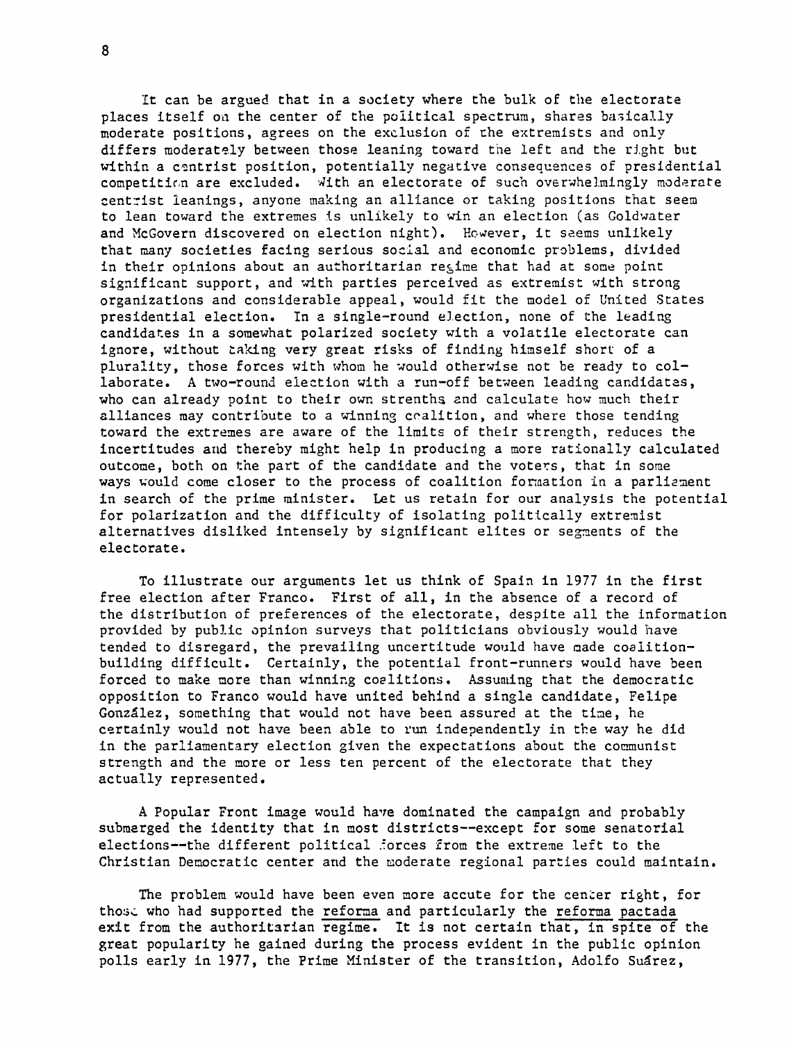It can be argued that in a society where the bulk of the electorate places itself on the center of the political spectrum, shares basically moderate positions, agrees on the exclusion of the extremists and only differs moderately between those leaning toward the left and the right but within a centrist position, potentially negative consequences of presidential competition are excluded. With an electorate of such overwhelmingly moderate centrist leanings, anyone making an alliance or taking positions that seem to lean toward the extremes is unlikely to win an election (as Goldwater and McGovern discovered on election night). However, it seems unlikely that many societies facing serious social and economic problems, divided in their opinions about an authoritarian regime that had at some point significant support, and with parties perceived as extremist with strong organizations and considerable appeal, would fit the model of United States presidential election. In a single-round election, none of the leading candidates in a somewhat polarized society with a volatile electorate can ignore, without taking very great risks of finding himself short of a plurality, those forces with whom he would otherwise not be ready to collaborate. A two-round election with a run-off between leading candidates, who can already point to their own strenths and calculate how much their alliances may contribute to a winning coalition, and where those tending toward the extremes are aware of the limits of their strength, reduces the incertitudes and thereby might help in producing a more rationally calculated outcome, both on the part of the candidate and the voters, that in some ways would come closer to the process of coalition formation in a parliament in search of the prime minister. Let us retain for our analysis the potential for polarization and the difficulty of isolating politically extremist alternatives disliked intensely by significant elites or segments of the electorate.

To illustrate our arguments let us think of Spain in 1977 in the first free election after Franco. First of all, in the absence of a record of the distribution of preferences of the electorate, despite all the information provided by public opinion surveys that politicians obviously would have tended to disregard, the prevailing uncertitude would have made coalition-building difficult. Certainly, the potential front-runners would have been forced to make more than winning coalitions. Assuming that the democratic opposition to Franco would have united behind a single candidate, Felipe González, something that would not have been assured at the time, he certainly would not have been able to run independently in the way he did in the parliamentary election given the expectations about the communist strength and the more or less ten percent of the electorate that they actually represented.

A Popular Front image would have dominated the campaign and probably submerged the identity that in most districts--except for some senatorial elections--the different political forces from the extreme left to the Christian Democratic center and the moderate regional parties could maintain.

The problem would have been even more accute for the center right, for those who had supported the <u>reforma</u> and particularly the <u>reforma pactada</u> exit from the authoritarian regime. It is not certain that, in spite of the great popularity he gained during the process evident in the public opinion polls early in 1977, the Prime Minister of the transition, Adolfo Suárez,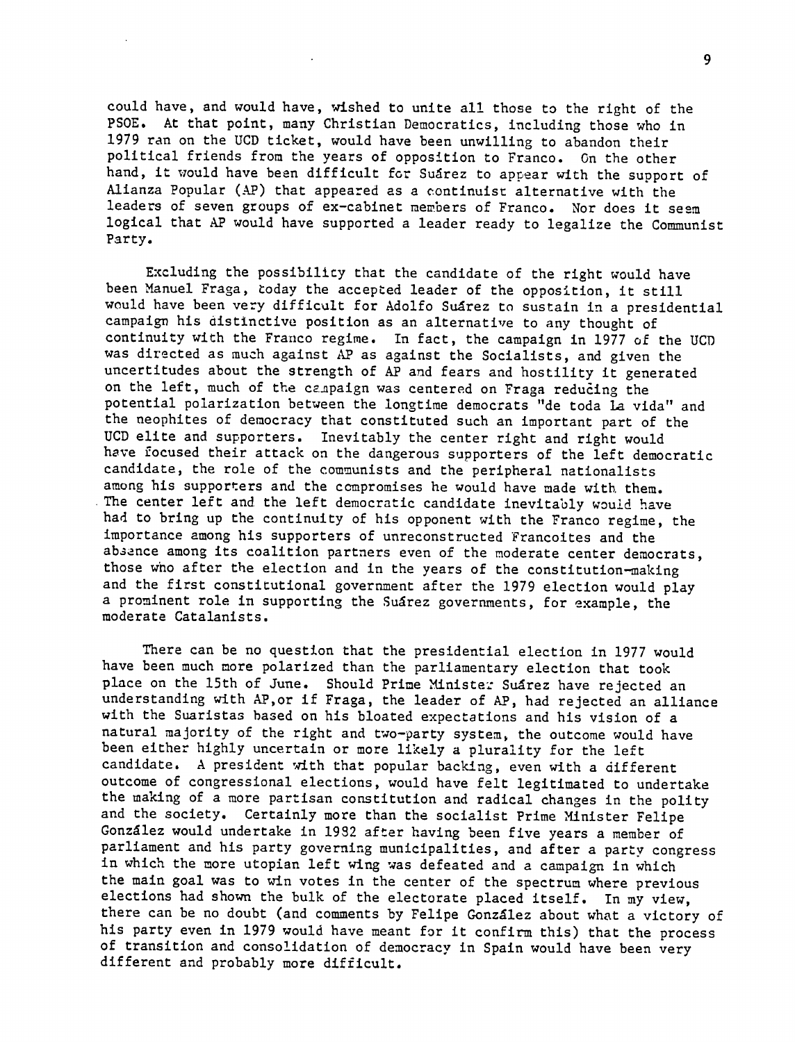could have, and would have, wished to unite all those to the right of the PSOE. At that point, many Christian Democratics, including those who in 1979 ran on the UCD ticket, would have been unwilling to abandon their political friends from the years of opposition to Franco. On the other hand, it would have been difficult for Suárez to appear with the support of Alianza Popular (AP) that appeared as a continuist alternative with the leaders of seven groups of ex-cabinet members of Franco. Nor does it seem logical that AP would have supported a leader ready to legalize the Communist Party.

Excluding the possibility that the candidate of the right would have been Manuel Fraga, today the accepted leader of the opposition, it still would have been very difficult for Adolfo Suárez to sustain in a presidential campaign his distinctive position as an alternative to any thought of continuity with the Franco regime. In fact, the campaign in 1977 of the UCD was directed as much against AP as against the Socialists, and given the uncertitudes about the strength of AP and fears and hostility it generated on the left, much of the campaign was centered on Fraga reducing the potential polarization between the longtime democrats "de toda La vida" and the neophites of democracy that constituted such an important part of the UCD elite and supporters. Inevitably the center right and right would have focused their attack on the dangerous supporters of the left democratic candidate, the role of the communists and the peripheral nationalists among his supporters and the compromises he would have made with them. The center left and the left democratic candidate inevitably would have had to bring up the continuity of his opponent with the Franco regime, the importance among his supporters of unreconstructed Francoites and the absence among its coalition partners even of the moderate center democrats, those who after the election and in the years of the constitution-making and the first constitutional government after the 1979 election would play a prominent role in supporting the Suárez governments, for example, the moderate Catalanists.

There can be no question that the presidential election in 1977 would have been much more polarized than the parliamentary election that took place on the 15th of June. Should Prime Minister Suárez have rejected an understanding with AP,or if Fraga, the leader of AP, had rejected an alliance with the Suaristas based on his bloated expectations and his vision of a natural majority of the right and two-party system, the outcome would have been either highly uncertain or more likely a plurality for the left candidate. A president with that popular backing, even with a different outcome of congressional elections, would have felt legitimated to undertake the making of a more partisan constitution and radical changes in the polity and the society. Certainly more than the socialist Prime Minister Felipe González would undertake in 1982 after having been five years a member of parliament and his party governing municipalities, and after a party congress in which the more utopian left wing was defeated and a campaign in which the main goal was to win votes in the center of the spectrum where previous elections had shown the bulk of the electorate placed itself. In my view, there can be no doubt (and comments by Felipe González about what a victory of his party even in 1979 would have meant for it confirm this) that the process of transition and consolidation of democracy in Spain would have been very different and probably more difficult.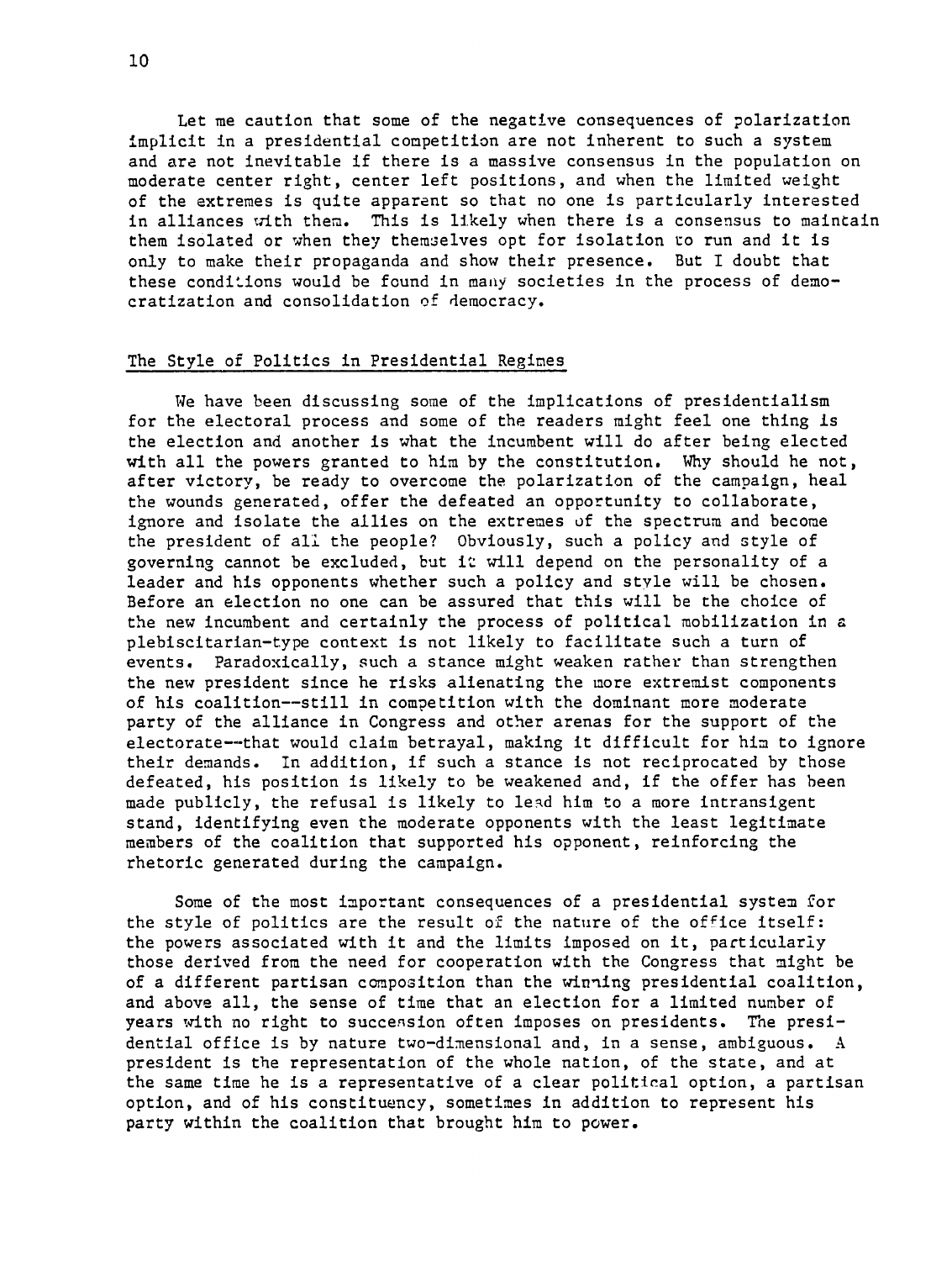Let me caution that some of the negative consequences of polarization implicit in a presidential competition are not inherent to such a system and are not inevitable if there is a massive consensus in the population on moderate center right, center left positions, and when the limited weight of the extremes is quite apparent so that no one is particularly interested in alliances with them. This is likely when there is a consensus to maintain them isolated or when they themselves opt for isolation to run and it is only to make their propaganda and show their presence. But I doubt that these conditions would be found in many societies in the process of democratization and consolidation of democracy.

## The Style of Politics in Presidential Regimes

We have been discussing some of the implications of presidentialism for the electoral process and some of the readers might feel one thing is the election and another is what the incumbent will do after being elected with all the powers granted to him by the constitution. Why should he not, after victory, be ready to overcome the polarization of the campaign, heal the wounds generated, offer the defeated an opportunity to collaborate, ignore and isolate the allies on the extremes of the spectrum and become the president of all the people? Obviously, such a policy and style of governing cannot be excluded, but it will depend on the personality of a leader and his opponents whether such a policy and style will be chosen. Before an election no one can be assured that this will be the choice of the new incumbent and certainly the process of political mobilization in a plebiscitarian-type context is not likely to facilitate such a turn of events. Paradoxically, such a stance might weaken rather than strengthen the new president since he risks alienating the more extremist components of his coalition--still in competition with the dominant more moderate party of the alliance in Congress and other arenas for the support of the electorate--that would claim betrayal, making it difficult for him to ignore their demands. In addition, if such a stance is not reciprocated by those defeated, his position is likely to be weakened and, if the offer has been made publicly, the refusal is likely to lead him to a more intransigent stand, identifying even the moderate opponents with the least legitimate members of the coalition that supported his opponent, reinforcing the rhetoric generated during the campaign.

Some of the most important consequences of a presidential system for the style of politics are the result of the nature of the office itself: the powers associated with it and the limits imposed on it, particularly those derived from the need for cooperation with the Congress that might be of a different partisan composition than the winning presidential coalition, and above all, the sense of time that an election for a limited number of years with no right to succession often imposes on presidents. The presidential office is by nature two-dimensional and, in a sense, ambiguous. A president is the representation of the whole nation, of the state, and at the same time he is a representative of a clear political option, a partisan option, and of his constituency, sometimes in addition to represent his party within the coalition that brought him to power.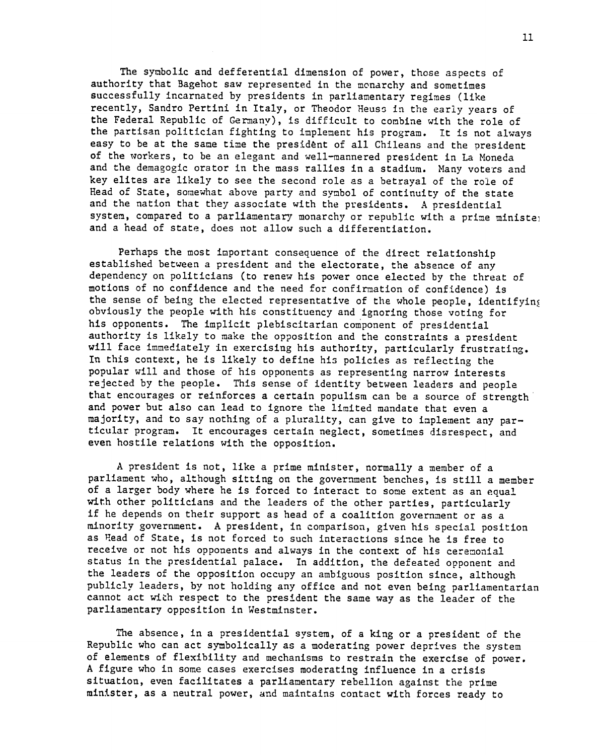The symbolic and defferential dimension of power, those aspects of authority that Bagehot saw represented in the monarchy and sometimes successfully incarnated by presidents in parliamentary regimes (like recently, Sandro Pertini in Italy, or Theodor Heuss in the early years of the Federal Republic of Germany), is difficult to combine with the role of the partisan politician fighting to implement his program. It is not always easy to be at the same time the president of all Chileans and the president of the workers, to be an elegant and well-mannered president in La Moneda and the demagogic orator in the mass rallies in a stadium. Many voters and key elites are likely to see the second role as a betrayal of the role of Head of State, somewhat above party and symbol of continuity of the state and the nation that they associate with the presidents. A presidential system, compared to a parliamentary monarchy or republic with a prime minister and a head of state, does not allow such a differentiation.

Perhaps the most important consequence of the direct relationship established between a president and the electorate, the absence of any dependency on politicians (to renew his power once elected by the threat of motions of no confidence and the need for confirmation of confidence) is the sense of being the elected representative of the whole people, identifying obviously the people with his constituency and ignoring those voting for his opponents. The implicit plebiscitarian component of presidential authority is likely to make the opposition and the constraints a president will face immediately in exercising his authority, particularly frustrating. In this context, he is likely to define his policies as reflecting the popular will and those of his opponents as representing narrow interests rejected by the people. This sense of identity between leaders and people that encourages or reinforces a certain populism can be a source of strength and power but also can lead to ignore the limited mandate that even a majority, and to say nothing of a plurality, can give to implement any particular program. It encourages certain neglect, sometimes disrespect, and even hostile relations with the opposition.

A president is not, like a prime minister, normally a member of a parliament who, although sitting on the government benches, is still a member of a larger body where he is forced to interact to some extent as an equal with other politicians and the leaders of the other parties, particularly if he depends on their support as head of a coalition government or as a minority government. A president, in comparison, given his special position as Head of State, is not forced to such interactions since he is free to receive or not his opponents and always in the context of his ceremonial status in the presidential palace. In addition, the defeated opponent and the leaders of the opposition occupy an ambiguous position since, although publicly leaders, by not holding any office and not even being parliamentarian cannot act with respect to the president the same way as the leader of the parliamentary opposition in Westminster.

The absence, in a presidential system, of a king or a president of the Republic who can act symbolically as a moderating power deprives the system of elements of flexibility and mechanisms to restrain the exercise of power. A figure who in some cases exercises moderating influence in a crisis situation, even facilitates a parliamentary rebellion against the prime minister, as a neutral power, and maintains contact with forces ready to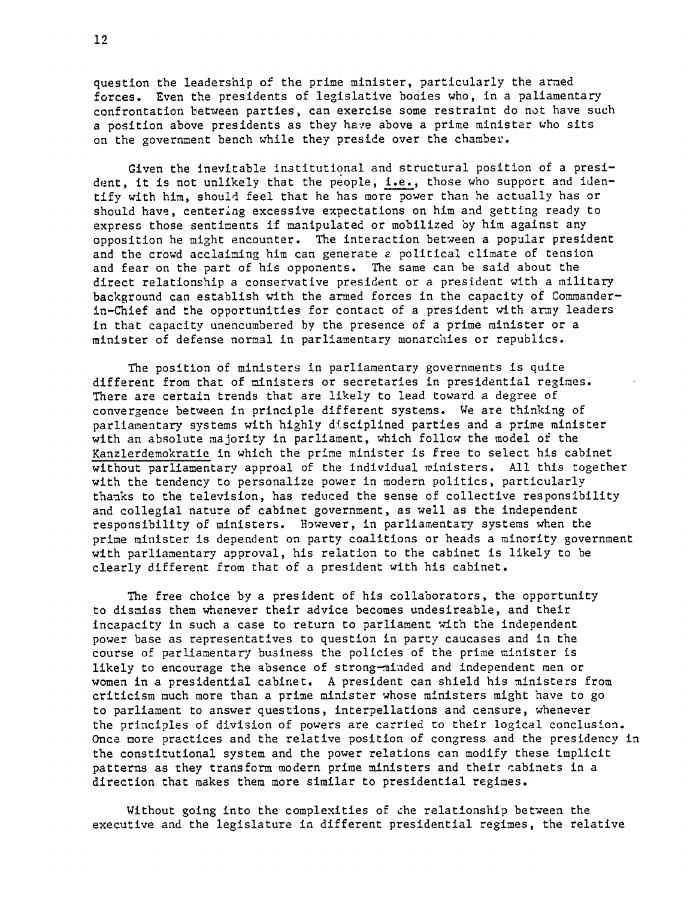question the leadership of the prime minister, particularly the armed forces. Even the presidents of legislative bodies who, in a paliamentary confrontation between parties, can exercise some restraint do not have such a position above presidents as they have above a prime minister who sits on the government bench while they preside over the chamber.

Given the inevitable institutional and structural position of a president, it is not unlikely that the people, i.e., those who support and identify with him, should feel that he has more power than he actually has or should have, centering excessive expectations on him and getting ready to express those sentiments if manipulated or mobilized by him against any opposition he might encounter. The interaction between a popular president and the crowd acclaiming him can generate a political climate of tension and fear on the part of his opponents. The same can be said about the direct relationship a conservative president or a president with a military background can establish with the armed forces in the capacity of Commander-in-Chief and the opportunities for contact of a president with army leaders in that capacity unencumbered by the presence of a prime minister or a minister of defense normal in parliamentary monarchies or republics.

The position of ministers in parliamentary governments is quite different from that of ministers or secretaries in presidential regimes. There are certain trends that are likely to lead toward a degree of convergence between in principle different systems. We are thinking of parliamentary systems with highly disciplined parties and a prime minister with an absolute majority in parliament, which follow the model of the Kanzlerdemokratie in which the prime minister is free to select his cabinet without parliamentary approal of the individual ministers. All this together with the tendency to personalize power in modern politics, particularly thanks to the television, has reduced the sense of collective responsibility and collegial nature of cabinet government, as well as the independent responsibility of ministers. However, in parliamentary systems when the prime minister is dependent on party coalitions or heads a minority government with parliamentary approval, his relation to the cabinet is likely to be clearly different from that of a president with his cabinet.

The free choice by a president of his collaborators, the opportunity to dismiss them whenever their advice becomes undesireable, and their incapacity in such a case to return to parliament with the independent power base as representatives to question in party caucases and in the course of parliamentary business the policies of the prime minister is likely to encourage the absence of strong-minded and independent men or women in a presidential cabinet. A president can shield his ministers from criticism much more than a prime minister whose ministers might have to go to parliament to answer questions, interpellations and censure, whenever the principles of division of powers are carried to their logical conclusion. Once more practices and the relative position of congress and the presidency in the constitutional system and the power relations can modify these implicit patterns as they transform modern prime ministers and their cabinets in a direction that makes them more similar to presidential regimes.

Without going into the complexities of the relationship between the executive and the legislature in different presidential regimes, the relative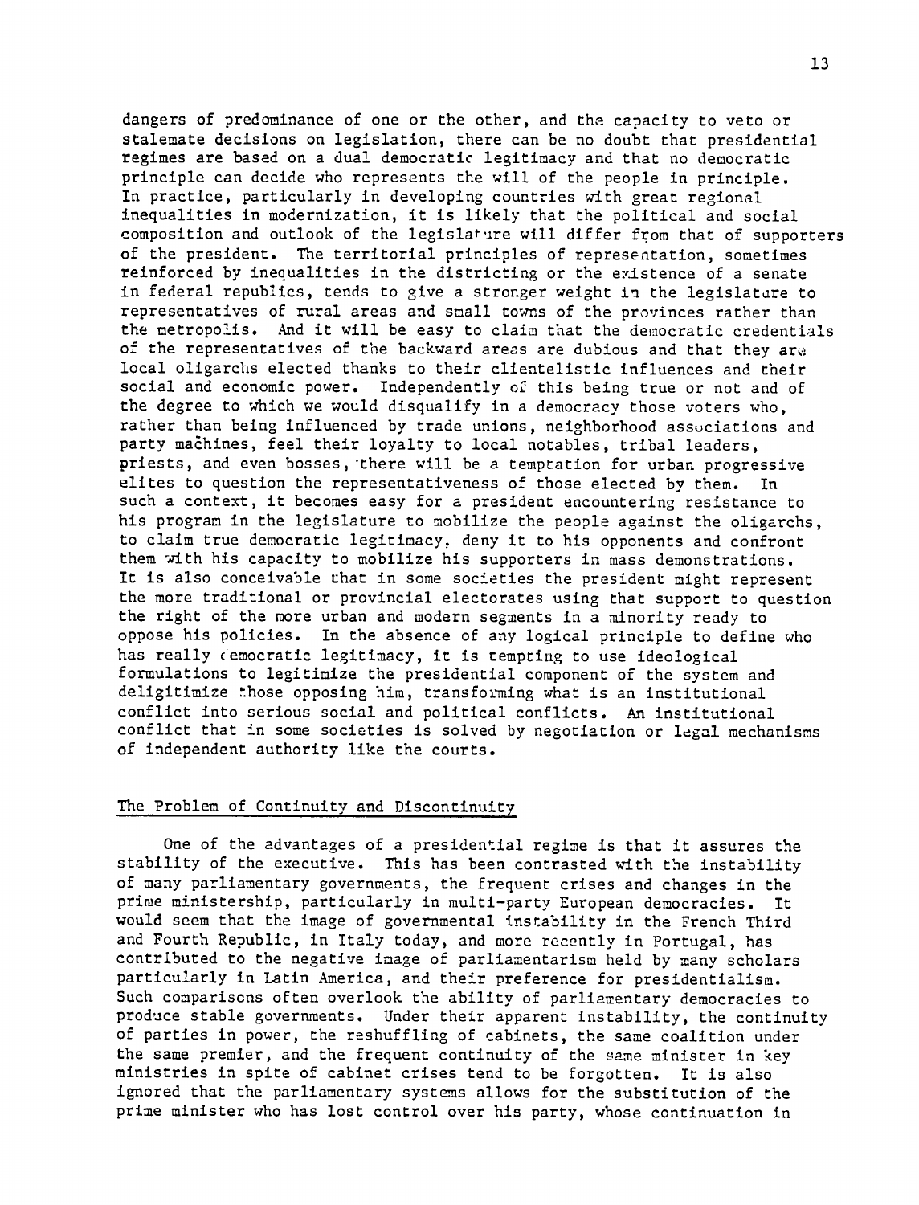dangers of predominance of one or the other, and the capacity to veto or stalemate decisions on legislation, there can be no doubt that presidential regimes are based on a dual democratic legitimacy and that no democratic principle can decide who represents the will of the people in principle. In practice, particularly in developing countries with great regional inequalities in modernization, it is likely that the political and social composition and outlook of the legislature will differ from that of supporters of the president. The territorial principles of representation, sometimes reinforced by inequalities in the districting or the existence of a senate in federal republics, tends to give a stronger weight in the legislature to representatives of rural areas and small towns of the provinces rather than the metropolis. And it will be easy to claim that the democratic credentials of the representatives of the backward areas are dubious and that they are local oligarchs elected thanks to their clientelistic influences and their social and economic power. Independently of this being true or not and of the degree to which we would disqualify in a democracy those voters who, rather than being influenced by trade unions, neighborhood associations and party machines, feel their loyalty to local notables, tribal leaders, priests, and even bosses, there will be a temptation for urban progressive elites to question the representativeness of those elected by them. In such a context, it becomes easy for a president encountering resistance to his program in the legislature to mobilize the people against the oligarchs, to claim true democratic legitimacy, deny it to his opponents and confront them with his capacity to mobilize his supporters in mass demonstrations. It is also conceivable that in some societies the president might represent the more traditional or provincial electorates using that support to question the right of the more urban and modern segments in a minority ready to oppose his policies. In the absence of any logical principle to define who has really democratic legitimacy, it is tempting to use ideological formulations to legitimize the presidential component of the system and deligitimize those opposing him, transforming what is an institutional conflict into serious social and political conflicts. An institutional conflict that in some societies is solved by negotiation or legal mechanisms of independent authority like the courts.

## The Problem of Continuity and Discontinuity

One of the advantages of a presidential regime is that it assures the stability of the executive. This has been contrasted with the instability of many parliamentary governments, the frequent crises and changes in the prime ministership, particularly in multi-party European democracies. It would seem that the image of governmental instability in the French Third and Fourth Republic, in Italy today, and more recently in Portugal, has contributed to the negative image of parliamentarism held by many scholars particularly in Latin America, and their preference for presidentialism. Such comparisons often overlook the ability of parliamentary democracies to produce stable governments. Under their apparent instability, the continuity of parties in power, the reshuffling of cabinets, the same coalition under the same premier, and the frequent continuity of the same minister in key ministries in spite of cabinet crises tend to be forgotten. It is also ignored that the parliamentary systems allows for the substitution of the prime minister who has lost control over his party, whose continuation in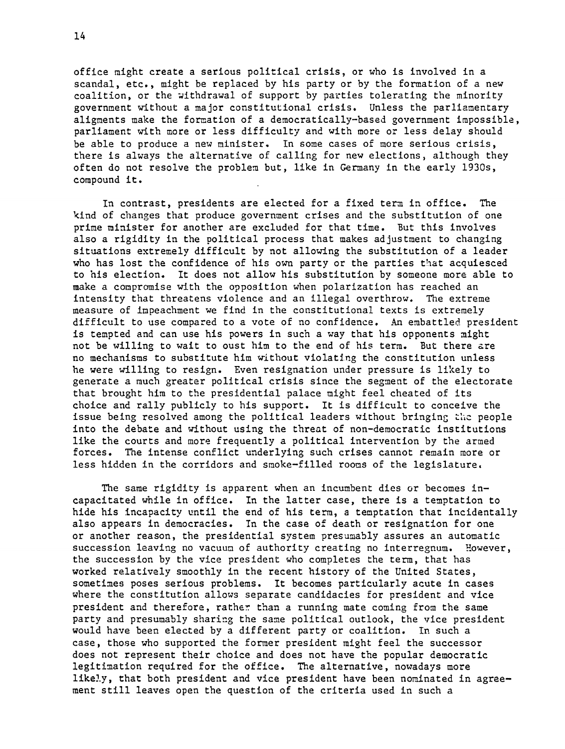office might create a serious political crisis, or who is involved in a scandal, etc., might be replaced by his party or by the formation of a new coalition, or the withdrawal of support by parties tolerating the minority government without a major constitutional crisis. Unless the parliamentary aligments make the formation of a democratically-based government impossible, parliament with more or less difficulty and with more or less delay should be able to produce a new minister. In some cases of more serious crisis, there is always the alternative of calling for new elections, although they often do not resolve the problem but, like in Germany in the early 1930s, compound it.

In contrast, presidents are elected for a fixed term in office. The kind of changes that produce government crises and the substitution of one prime minister for another are excluded for that time. But this involves also a rigidity in the political process that makes adjustment to changing situations extremely difficult by not allowing the substitution of a leader who has lost the confidence of his own party or the parties that acquiesced to his election. It does not allow his substitution by someone more able to make a compromise with the opposition when polarization has reached an intensity that threatens violence and an illegal overthrow. The extreme measure of impeachment we find in the constitutional texts is extremely difficult to use compared to a vote of no confidence. An embattled president is tempted and can use his powers in such a way that his opponents might not be willing to wait to oust him to the end of his term. But there are no mechanisms to substitute him without violating the constitution unless he were willing to resign. Even resignation under pressure is likely to generate a much greater political crisis since the segment of the electorate that brought him to the presidential palace might feel cheated of its choice and rally publicly to his support. It is difficult to conceive the issue being resolved among the political leaders without bringing the people into the debate and without using the threat of non-democratic institutions like the courts and more frequently a political intervention by the armed forces. The intense conflict underlying such crises cannot remain more or less hidden in the corridors and smoke-filled rooms of the legislature.

The same rigidity is apparent when an incumbent dies or becomes incapacitated while in office. In the latter case, there is a temptation to hide his incapacity until the end of his term, a temptation that incidentally also appears in democracies. In the case of death or resignation for one or another reason, the presidential system presumably assures an automatic succession leaving no vacuum of authority creating no interregnum. However, the succession by the vice president who completes the term, that has worked relatively smoothly in the recent history of the United States, sometimes poses serious problems. It becomes particularly acute in cases where the constitution allows separate candidacies for president and vice president and therefore, rather than a running mate coming from the same party and presumably sharing the same political outlook, the vice president would have been elected by a different party or coalition. In such a case, those who supported the former president might feel the successor does not represent their choice and does not have the popular democratic legitimation required for the office. The alternative, nowadays more likely, that both president and vice president have been nominated in agreement still leaves open the question of the criteria used in such a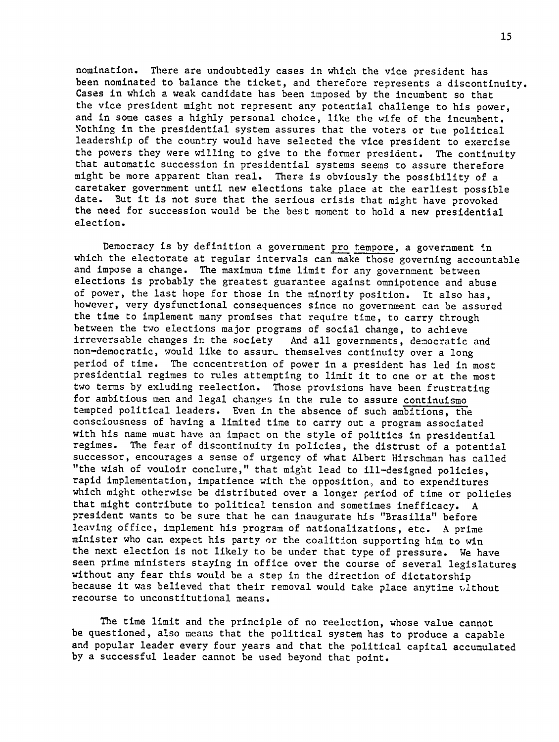nomination. There are undoubtedly cases in which the vice president has been nominated to balance the ticket, and therefore represents a discontinuity. Cases in which a weak candidate has been imposed by the incumbent so that the vice president might not represent any potential challenge to his power, and in some cases a highly personal choice, like the wife of the incumbent. Nothing in the presidential system assures that the voters or the political leadership of the country would have selected the vice president to exercise the powers they were willing to give to the former president. The continuity that automatic succession in presidential systems seems to assure therefore might be more apparent than real. There is obviously the possibility of a caretaker government until new elections take place at the earliest possible date. But it is not sure that the serious crisis that might have provoked the need for succession would be the best moment to hold a new presidential election.

Democracy is by definition a government pro tempore, a government in which the electorate at regular intervals can make those governing accountable and impose a change. The maximum time limit for any government between elections is probably the greatest guarantee against omnipotence and abuse of power, the last hope for those in the minority position. It also has, however, very dysfunctional consequences since no government can be assured the time to implement many promises that require time, to carry through between the two elections major programs of social change, to achieve irreversable changes in the society And all governments, democratic and non-democratic, would like to assure themselves continuity over a long period of time. The concentration of power in a president has led in most presidential regimes to rules attempting to limit it to one or at the most two terms by exluding reelection. Those provisions have been frustrating for ambitious men and legal changes in the rule to assure continuismo tempted political leaders. Even in the absence of such ambitions, the consciousness of having a limited time to carry out a program associated with his name must have an impact on the style of politics in presidential regimes. The fear of discontinuity in policies, the distrust of a potential successor, encourages a sense of urgency of what Albert Hirschman has called "the wish of vouloir conclure," that might lead to ill-designed policies, rapid implementation, impatience with the opposition, and to expenditures which might otherwise be distributed over a longer period of time or policies that might contribute to political tension and sometimes inefficacy. A president wants to be sure that he can inaugurate his "Brasilia" before leaving office, implement his program of nationalizations, etc. A prime minister who can expect his party or the coalition supporting him to win the next election is not likely to be under that type of pressure. We have seen prime ministers staying in office over the course of several legislatures without any fear this would be a step in the direction of dictatorship because it was believed that their removal would take place anytime without recourse to unconstitutional means.

The time limit and the principle of no reelection, whose value cannot be questioned, also means that the political system has to produce a capable and popular leader every four years and that the political capital accumulated by a successful leader cannot be used beyond that point.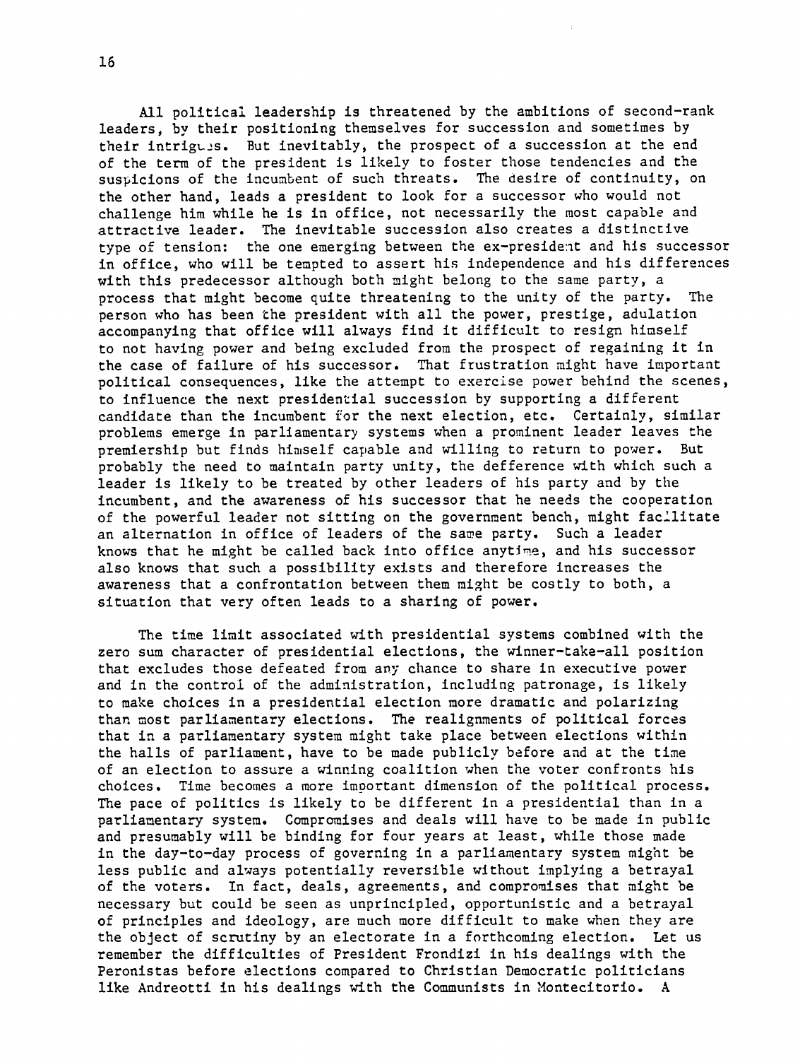All political leadership is threatened by the ambitions of second-rank leaders, by their positioning themselves for succession and sometimes by their intrigues. But inevitably, the prospect of a succession at the end of the term of the president is likely to foster those tendencies and the suspicions of the incumbent of such threats. The desire of continuity, on the other hand, leads a president to look for a successor who would not challenge him while he is in office, not necessarily the most capable and attractive leader. The inevitable succession also creates a distinctive type of tension: the one emerging between the ex-president and his successor in office, who will be tempted to assert his independence and his differences with this predecessor although both might belong to the same party, a process that might become quite threatening to the unity of the party. The person who has been the president with all the power, prestige, adulation accompanying that office will always find it difficult to resign himself to not having power and being excluded from the prospect of regaining it in the case of failure of his successor. That frustration might have important political consequences, like the attempt to exercise power behind the scenes, to influence the next presidential succession by supporting a different candidate than the incumbent for the next election, etc. Certainly, similar problems emerge in parliamentary systems when a prominent leader leaves the premiership but finds himself capable and willing to return to power. But probably the need to maintain party unity, the defference with which such a leader is likely to be treated by other leaders of his party and by the incumbent, and the awareness of his successor that he needs the cooperation of the powerful leader not sitting on the government bench, might facilitate an alternation in office of leaders of the same party. Such a leader knows that he might be called back into office anytime, and his successor also knows that such a possibility exists and therefore increases the awareness that a confrontation between them might be costly to both, a situation that very often leads to a sharing of power.

The time limit associated with presidential systems combined with the zero sum character of presidential elections, the winner-take-all position that excludes those defeated from any chance to share in executive power and in the control of the administration, including patronage, is likely to make choices in a presidential election more dramatic and polarizing than most parliamentary elections. The realignments of political forces that in a parliamentary system might take place between elections within the halls of parliament, have to be made publicly before and at the time of an election to assure a winning coalition when the voter confronts his choices. Time becomes a more important dimension of the political process. The pace of politics is likely to be different in a presidential than in a parliamentary system. Compromises and deals will have to be made in public and presumably will be binding for four years at least, while those made in the day-to-day process of governing in a parliamentary system might be less public and always potentially reversible without implying a betrayal of the voters. In fact, deals, agreements, and compromises that might be necessary but could be seen as unprincipled, opportunistic and a betrayal of principles and ideology, are much more difficult to make when they are the object of scrutiny by an electorate in a forthcoming election. Let us remember the difficulties of President Frondizi in his dealings with the Peronistas before elections compared to Christian Democratic politicians like Andreotti in his dealings with the Communists in Montecitorio. A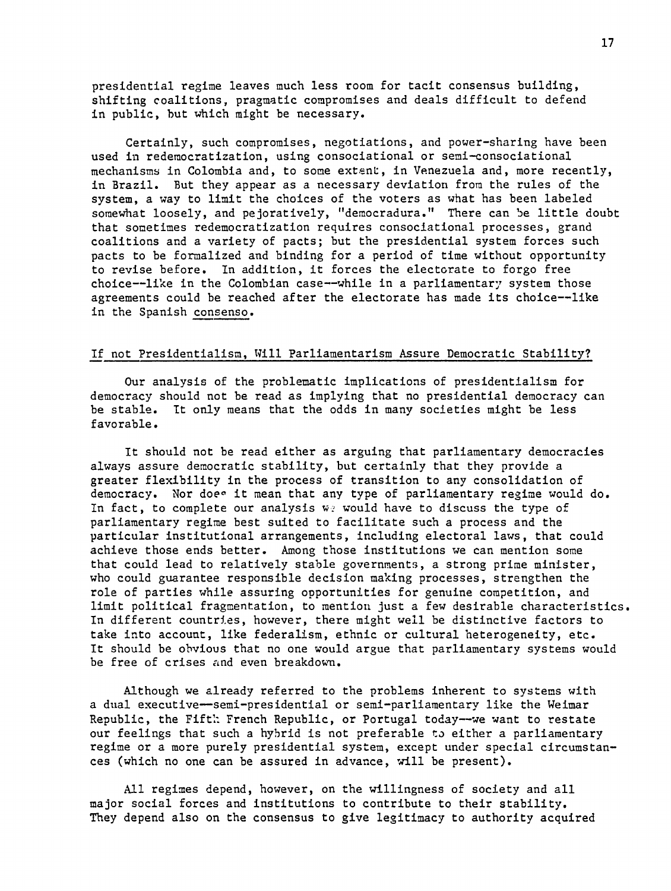presidential regime leaves much less room for tacit consensus building, shifting coalitions, pragmatic compromises and deals difficult to defend in public, but which might be necessary.

Certainly, such compromises, negotiations, and power-sharing have been used in redemocratization, using consociational or semi-consociational mechanisms in Colombia and, to some extent, in Venezuela and, more recently, in Brazil. But they appear as a necessary deviation from the rules of the system, a way to limit the choices of the voters as what has been labeled somewhat loosely, and pejoratively, "democradura." There can be little doubt that sometimes redemocratization requires consociational processes, grand coalitions and a variety of pacts; but the presidential system forces such pacts to be formalized and binding for a period of time without opportunity to revise before. In addition, it forces the electorate to forgo free choice--like in the Colombian case--while in a parliamentary system those agreements could be reached after the electorate has made its choice--like in the Spanish consenso.

## If not Presidentialism, Will Parliamentarism Assure Democratic Stability?

Our analysis of the problematic implications of presidentialism for democracy should not be read as implying that no presidential democracy can be stable. It only means that the odds in many societies might be less favorable.

It should not be read either as arguing that parliamentary democracies always assure democratic stability, but certainly that they provide a greater flexibility in the process of transition to any consolidation of democracy. Nor does it mean that any type of parliamentary regime would do. In fact, to complete our analysis we would have to discuss the type of parliamentary regime best suited to facilitate such a process and the particular institutional arrangements, including electoral laws, that could achieve those ends better. Among those institutions we can mention some that could lead to relatively stable governments, a strong prime minister, who could guarantee responsible decision making processes, strengthen the role of parties while assuring opportunities for genuine competition, and limit political fragmentation, to mention just a few desirable characteristics. In different countries, however, there might well be distinctive factors to take into account, like federalism, ethnic or cultural heterogeneity, etc. It should be obvious that no one would argue that parliamentary systems would be free of crises and even breakdown.

Although we already referred to the problems inherent to systems with a dual executive--semi-presidential or semi-parliamentary like the Weimar Republic, the Fifth French Republic, or Portugal today--we want to restate our feelings that such a hybrid is not preferable to either a parliamentary regime or a more purely presidential system, except under special circumstances (which no one can be assured in advance, will be present).

All regimes depend, however, on the willingness of society and all major social forces and institutions to contribute to their stability. They depend also on the consensus to give legitimacy to authority acquired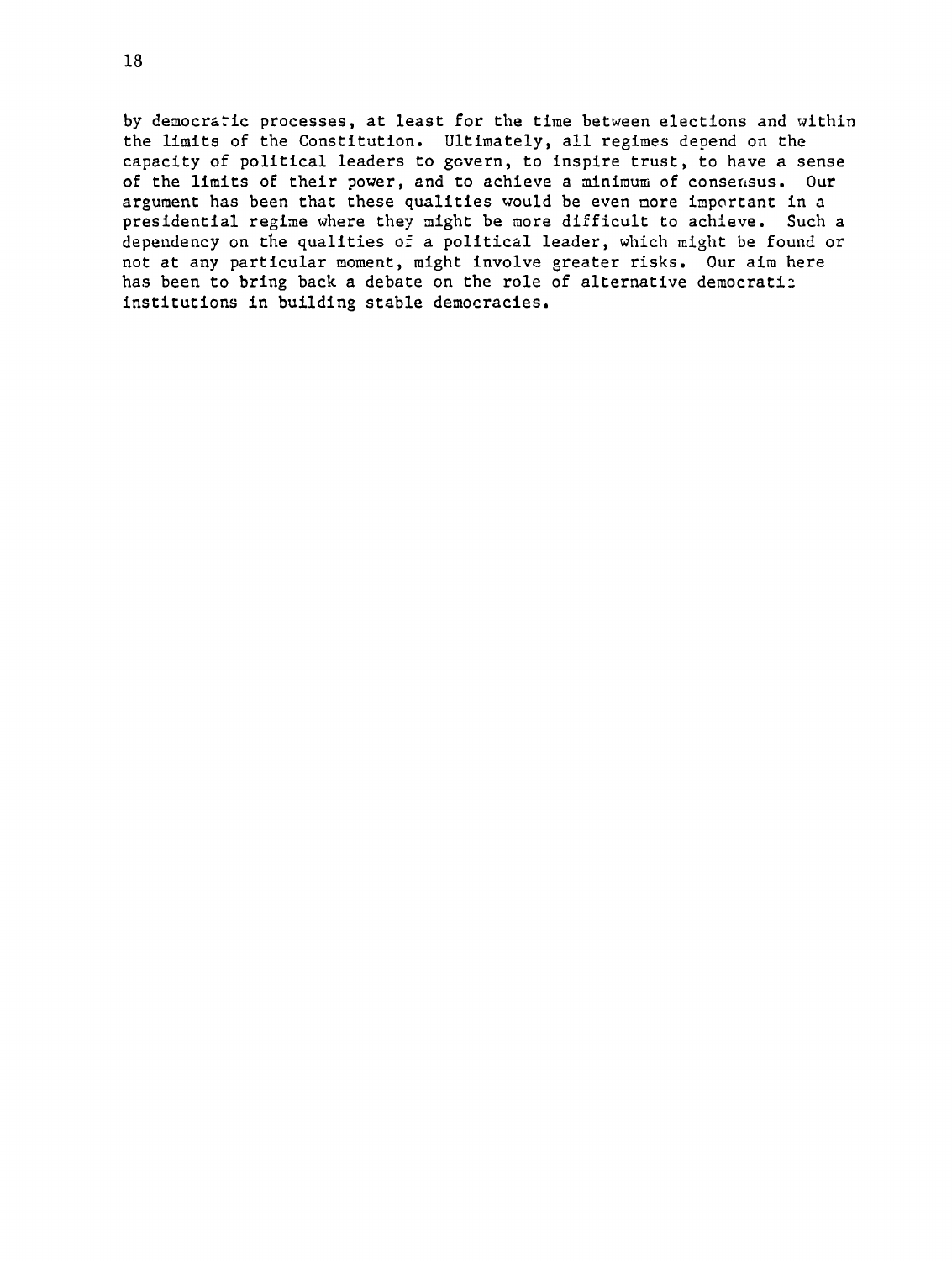by democratic processes, at least for the time between elections and within the limits of the Constitution. Ultimately, all regimes depend on the capacity of political leaders to govern, to inspire trust, to have a sense of the limits of their power, and to achieve a minimum of consensus. Our argument has been that these qualities would be even more important in a presidential regime where they might be more difficult to achieve. Such a dependency on the qualities of a political leader, which might be found or not at any particular moment, might involve greater risks. Our aim here has been to bring back a debate on the role of alternative democratic institutions in building stable democracies.